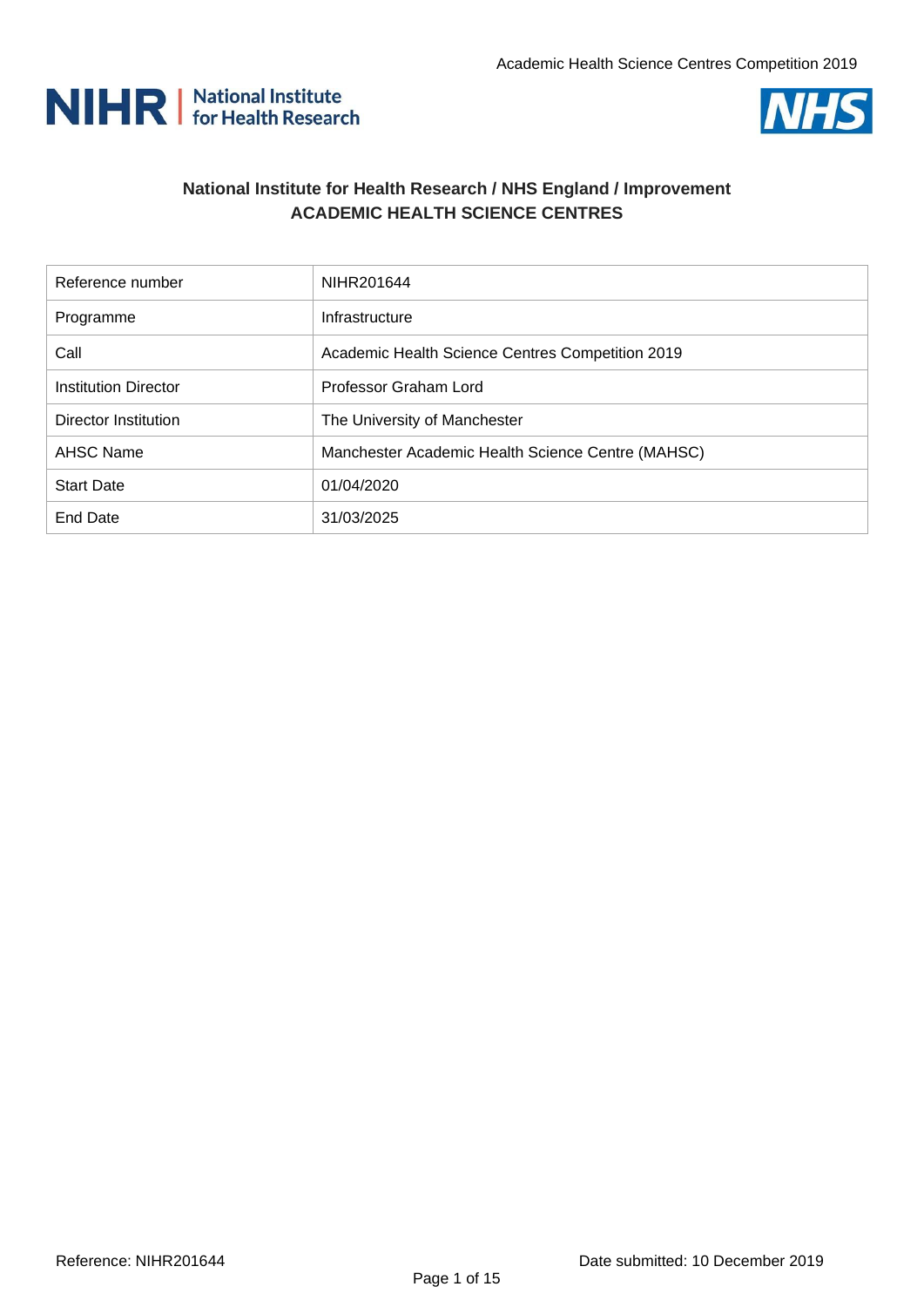## National Institute for Health Research / NHS England / Improvement
## ACADEMIC HEALTH SCIENCE CENTRES

| Reference number | NIHR201644 |
|---|---|
| Programme | Infrastructure |
| Call | Academic Health Science Centres Competition 2019 |
| Institution Director | Professor Graham Lord |
| Director Institution | The University of Manchester |
| AHSC Name | Manchester Academic Health Science Centre (MAHSC) |
| Start Date | 01/04/2020 |
| End Date | 31/03/2025 |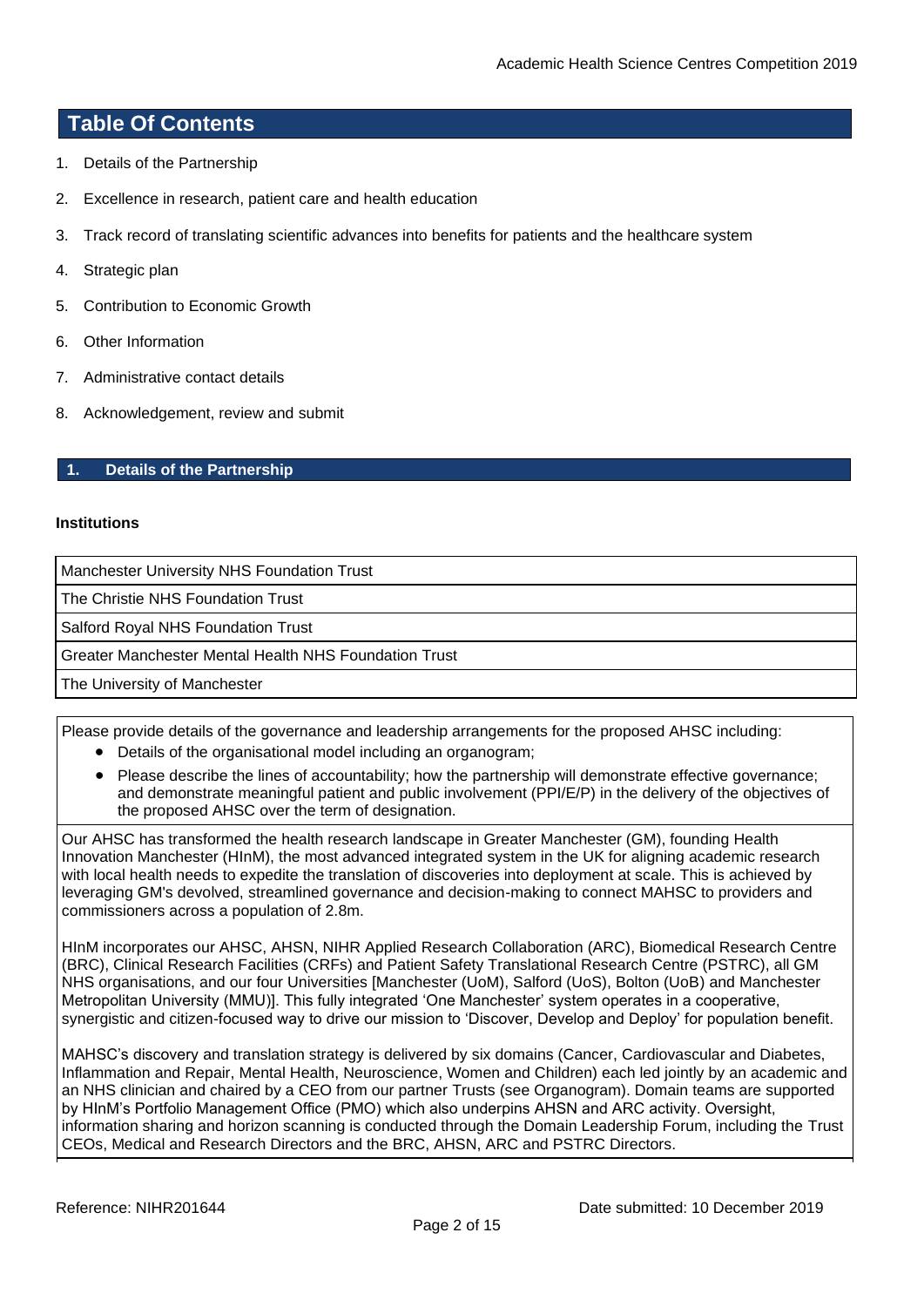## Table Of Contents

1. Details of the Partnership
2. Excellence in research, patient care and health education
3. Track record of translating scientific advances into benefits for patients and the healthcare system
4. Strategic plan
5. Contribution to Economic Growth
6. Other Information
7. Administrative contact details
8. Acknowledgement, review and submit

## 1. Details of the Partnership

**Institutions**

| Institutions |
| --- |
| Manchester University NHS Foundation Trust |
| The Christie NHS Foundation Trust |
| Salford Royal NHS Foundation Trust |
| Greater Manchester Mental Health NHS Foundation Trust |
| The University of Manchester |

Please provide details of the governance and leadership arrangements for the proposed AHSC including:

- Details of the organisational model including an organogram;
- Please describe the lines of accountability; how the partnership will demonstrate effective governance; and demonstrate meaningful patient and public involvement (PPI/E/P) in the delivery of the objectives of the proposed AHSC over the term of designation.

Our AHSC has transformed the health research landscape in Greater Manchester (GM), founding Health Innovation Manchester (HInM), the most advanced integrated system in the UK for aligning academic research with local health needs to expedite the translation of discoveries into deployment at scale. This is achieved by leveraging GM's devolved, streamlined governance and decision-making to connect MAHSC to providers and commissioners across a population of 2.8m.

HInM incorporates our AHSC, AHSN, NIHR Applied Research Collaboration (ARC), Biomedical Research Centre (BRC), Clinical Research Facilities (CRFs) and Patient Safety Translational Research Centre (PSTRC), all GM NHS organisations, and our four Universities [Manchester (UoM), Salford (UoS), Bolton (UoB) and Manchester Metropolitan University (MMU)]. This fully integrated 'One Manchester' system operates in a cooperative, synergistic and citizen-focused way to drive our mission to 'Discover, Develop and Deploy' for population benefit.

MAHSC's discovery and translation strategy is delivered by six domains (Cancer, Cardiovascular and Diabetes, Inflammation and Repair, Mental Health, Neuroscience, Women and Children) each led jointly by an academic and an NHS clinician and chaired by a CEO from our partner Trusts (see Organogram). Domain teams are supported by HInM's Portfolio Management Office (PMO) which also underpins AHSN and ARC activity. Oversight, information sharing and horizon scanning is conducted through the Domain Leadership Forum, including the Trust CEOs, Medical and Research Directors and the BRC, AHSN, ARC and PSTRC Directors.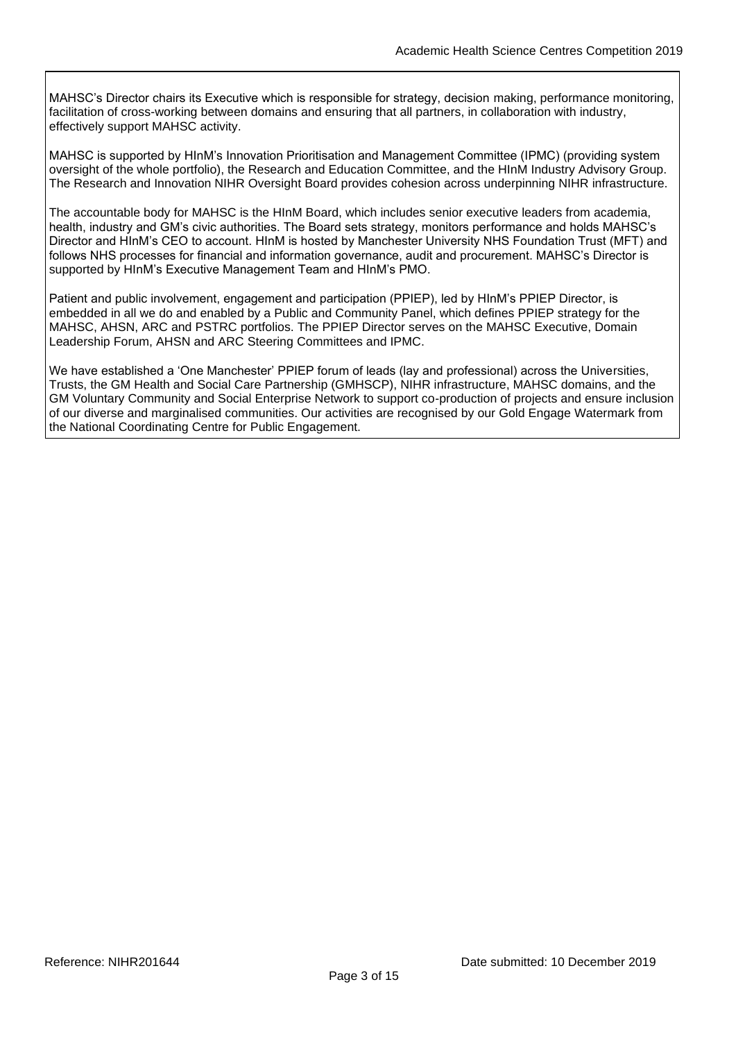MAHSC's Director chairs its Executive which is responsible for strategy, decision making, performance monitoring, facilitation of cross-working between domains and ensuring that all partners, in collaboration with industry, effectively support MAHSC activity.

MAHSC is supported by HInM's Innovation Prioritisation and Management Committee (IPMC) (providing system oversight of the whole portfolio), the Research and Education Committee, and the HInM Industry Advisory Group. The Research and Innovation NIHR Oversight Board provides cohesion across underpinning NIHR infrastructure.

The accountable body for MAHSC is the HInM Board, which includes senior executive leaders from academia, health, industry and GM's civic authorities. The Board sets strategy, monitors performance and holds MAHSC's Director and HInM's CEO to account. HInM is hosted by Manchester University NHS Foundation Trust (MFT) and follows NHS processes for financial and information governance, audit and procurement. MAHSC's Director is supported by HInM's Executive Management Team and HInM's PMO.

Patient and public involvement, engagement and participation (PPIEP), led by HInM's PPIEP Director, is embedded in all we do and enabled by a Public and Community Panel, which defines PPIEP strategy for the MAHSC, AHSN, ARC and PSTRC portfolios. The PPIEP Director serves on the MAHSC Executive, Domain Leadership Forum, AHSN and ARC Steering Committees and IPMC.

We have established a 'One Manchester' PPIEP forum of leads (lay and professional) across the Universities, Trusts, the GM Health and Social Care Partnership (GMHSCP), NIHR infrastructure, MAHSC domains, and the GM Voluntary Community and Social Enterprise Network to support co-production of projects and ensure inclusion of our diverse and marginalised communities. Our activities are recognised by our Gold Engage Watermark from the National Coordinating Centre for Public Engagement.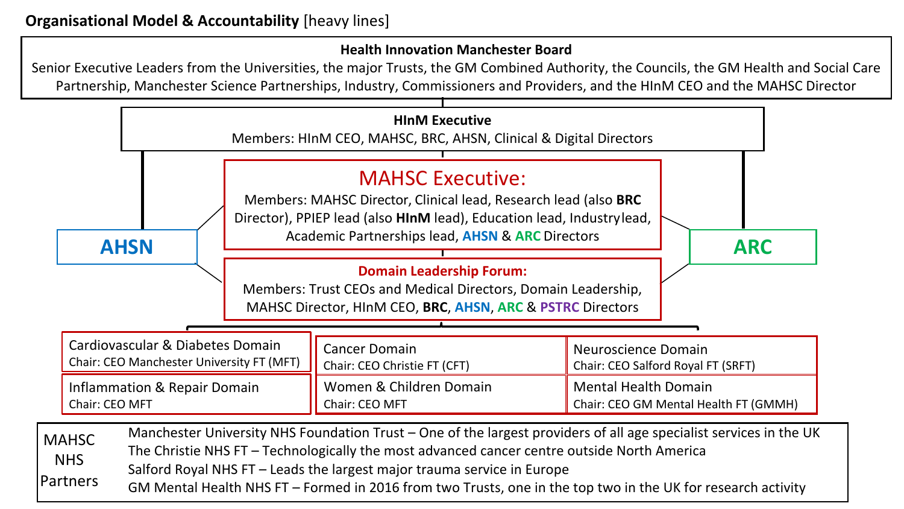**Organisational Model & Accountability** [heavy lines]

**Health Innovation Manchester Board**

Senior Executive Leaders from the Universities, the major Trusts, the GM Combined Authority, the Councils, the GM Health and Social Care Partnership, Manchester Science Partnerships, Industry, Commissioners and Providers, and the HInM CEO and the MAHSC Director

**HInM Executive**

Members: HInM CEO, MAHSC, BRC, AHSN, Clinical & Digital Directors

**AHSN**

**ARC**

**MAHSC Executive:**

Members: MAHSC Director, Clinical lead, Research lead (also **BRC** Director), PPIEP lead (also **HInM** lead), Education lead, Industry lead, Academic Partnerships lead, **AHSN** & **ARC** Directors

**Domain Leadership Forum:**

Members: Trust CEOs and Medical Directors, Domain Leadership, MAHSC Director, HInM CEO, **BRC**, **AHSN**, **ARC** & **PSTRC** Directors

| | | |
|---|---|---|
| Cardiovascular & Diabetes Domain<br>Chair: CEO Manchester University FT (MFT) | Cancer Domain<br>Chair: CEO Christie FT (CFT) | Neuroscience Domain<br>Chair: CEO Salford Royal FT (SRFT) |
| Inflammation & Repair Domain<br>Chair: CEO MFT | Women & Children Domain<br>Chair: CEO MFT | Mental Health Domain<br>Chair: CEO GM Mental Health FT (GMMH) |

**MAHSC NHS Partners**

- Manchester University NHS Foundation Trust – One of the largest providers of all age specialist services in the UK
- The Christie NHS FT – Technologically the most advanced cancer centre outside North America
- Salford Royal NHS FT – Leads the largest major trauma service in Europe
- GM Mental Health NHS FT – Formed in 2016 from two Trusts, one in the top two in the UK for research activity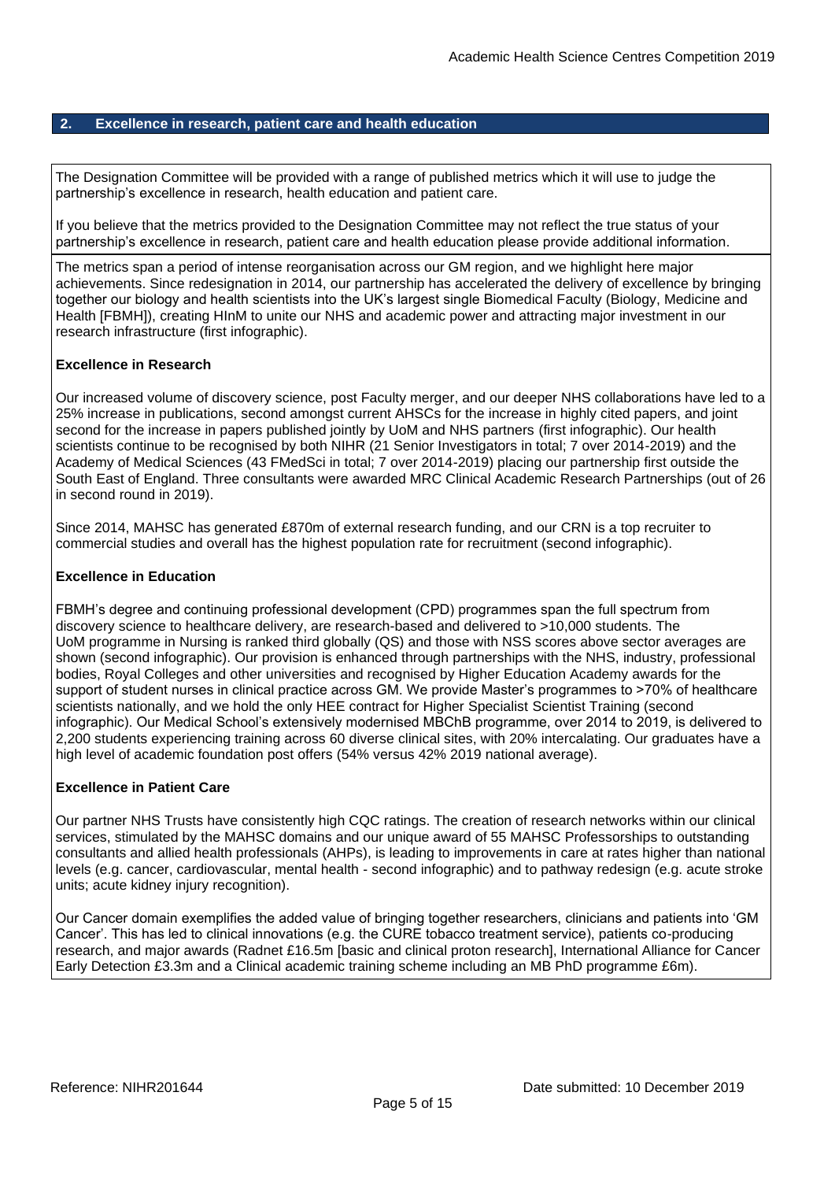## 2. Excellence in research, patient care and health education

The Designation Committee will be provided with a range of published metrics which it will use to judge the partnership's excellence in research, health education and patient care.

If you believe that the metrics provided to the Designation Committee may not reflect the true status of your partnership's excellence in research, patient care and health education please provide additional information.

The metrics span a period of intense reorganisation across our GM region, and we highlight here major achievements. Since redesignation in 2014, our partnership has accelerated the delivery of excellence by bringing together our biology and health scientists into the UK's largest single Biomedical Faculty (Biology, Medicine and Health [FBMH]), creating HInM to unite our NHS and academic power and attracting major investment in our research infrastructure (first infographic).

**Excellence in Research**

Our increased volume of discovery science, post Faculty merger, and our deeper NHS collaborations have led to a 25% increase in publications, second amongst current AHSCs for the increase in highly cited papers, and joint second for the increase in papers published jointly by UoM and NHS partners (first infographic). Our health scientists continue to be recognised by both NIHR (21 Senior Investigators in total; 7 over 2014-2019) and the Academy of Medical Sciences (43 FMedSci in total; 7 over 2014-2019) placing our partnership first outside the South East of England. Three consultants were awarded MRC Clinical Academic Research Partnerships (out of 26 in second round in 2019).

Since 2014, MAHSC has generated £870m of external research funding, and our CRN is a top recruiter to commercial studies and overall has the highest population rate for recruitment (second infographic).

**Excellence in Education**

FBMH's degree and continuing professional development (CPD) programmes span the full spectrum from discovery science to healthcare delivery, are research-based and delivered to >10,000 students. The UoM programme in Nursing is ranked third globally (QS) and those with NSS scores above sector averages are shown (second infographic). Our provision is enhanced through partnerships with the NHS, industry, professional bodies, Royal Colleges and other universities and recognised by Higher Education Academy awards for the support of student nurses in clinical practice across GM. We provide Master's programmes to >70% of healthcare scientists nationally, and we hold the only HEE contract for Higher Specialist Scientist Training (second infographic). Our Medical School's extensively modernised MBChB programme, over 2014 to 2019, is delivered to 2,200 students experiencing training across 60 diverse clinical sites, with 20% intercalating. Our graduates have a high level of academic foundation post offers (54% versus 42% 2019 national average).

**Excellence in Patient Care**

Our partner NHS Trusts have consistently high CQC ratings. The creation of research networks within our clinical services, stimulated by the MAHSC domains and our unique award of 55 MAHSC Professorships to outstanding consultants and allied health professionals (AHPs), is leading to improvements in care at rates higher than national levels (e.g. cancer, cardiovascular, mental health - second infographic) and to pathway redesign (e.g. acute stroke units; acute kidney injury recognition).

Our Cancer domain exemplifies the added value of bringing together researchers, clinicians and patients into 'GM Cancer'. This has led to clinical innovations (e.g. the CURE tobacco treatment service), patients co-producing research, and major awards (Radnet £16.5m [basic and clinical proton research], International Alliance for Cancer Early Detection £3.3m and a Clinical academic training scheme including an MB PhD programme £6m).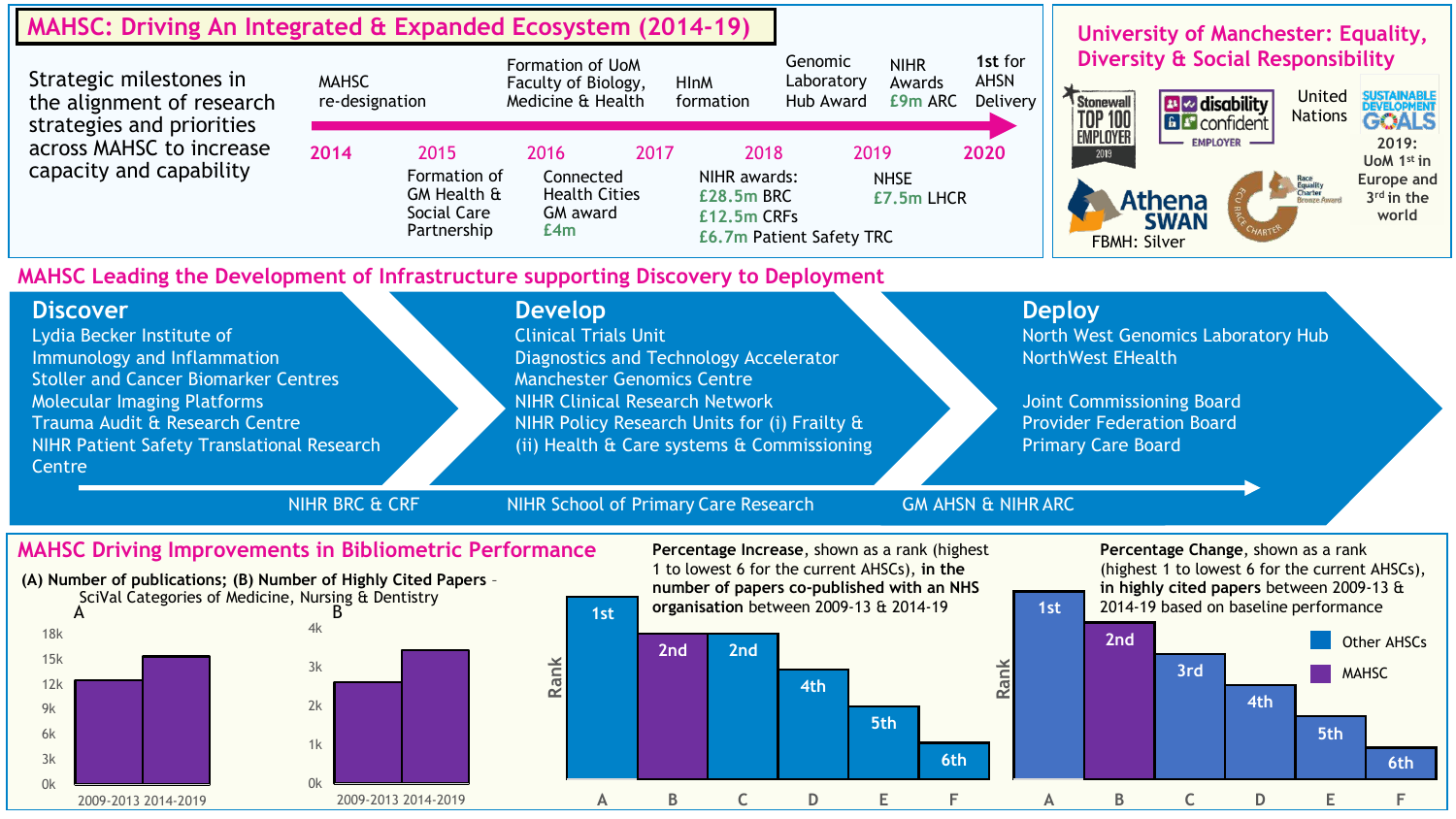## MAHSC: Driving An Integrated & Expanded Ecosystem (2014-19)

Strategic milestones in the alignment of research strategies and priorities across MAHSC to increase capacity and capability

| Year | Milestone |
|---|---|
| 2014 | MAHSC re-designation |
| 2015 | Formation of GM Health & Social Care Partnership |
| 2015–2016 | Formation of UoM Faculty of Biology, Medicine & Health |
| 2016 | Connected Health Cities GM award £4m |
| 2017 | HInM formation |
| 2018 | NIHR awards: £28.5m BRC; £12.5m CRFs; £6.7m Patient Safety TRC |
| 2018 | Genomic Laboratory Hub Award |
| 2019 | NIHR Awards £9m ARC |
| 2019 | NHSE £7.5m LHCR |
| 2020 | 1st for AHSN Delivery |

## University of Manchester: Equality, Diversity & Social Responsibility

- Stonewall TOP 100 EMPLOYER 2019
- disability confident EMPLOYER
- United Nations SUSTAINABLE DEVELOPMENT GOALS — 2019: UoM 1st in Europe and 3rd in the world
- Athena SWAN — FBMH: Silver
- ECU Race Equality Charter Bronze Award

## MAHSC Leading the Development of Infrastructure supporting Discovery to Deployment

**Discover**
- Lydia Becker Institute of Immunology and Inflammation
- Stoller and Cancer Biomarker Centres
- Molecular Imaging Platforms
- Trauma Audit & Research Centre
- NIHR Patient Safety Translational Research Centre

**Develop**
- Clinical Trials Unit
- Diagnostics and Technology Accelerator
- Manchester Genomics Centre
- NIHR Clinical Research Network
- NIHR Policy Research Units for (i) Frailty & (ii) Health & Care systems & Commissioning

**Deploy**
- North West Genomics Laboratory Hub
- NorthWest EHealth
- Joint Commissioning Board
- Provider Federation Board
- Primary Care Board

NIHR BRC & CRF → NIHR School of Primary Care Research → GM AHSN & NIHR ARC

## MAHSC Driving Improvements in Bibliometric Performance

**(A) Number of publications; (B) Number of Highly Cited Papers** - SciVal Categories of Medicine, Nursing & Dentistry

**Percentage Increase**, shown as a rank (highest 1 to lowest 6 for the current AHSCs), **in the number of papers co-published with an NHS organisation** between 2009-13 & 2014-19

| | A | B (MAHSC) | C | D | E | F |
|---|---|---|---|---|---|---|
| Rank | 1st | 2nd | 2nd | 4th | 5th | 6th |

**Percentage Change**, shown as a rank (highest 1 to lowest 6 for the current AHSCs), **in highly cited papers** between 2009-13 & 2014-19 based on baseline performance

| | A | B (MAHSC) | C | D | E | F |
|---|---|---|---|---|---|---|
| Rank | 1st | 2nd | 3rd | 4th | 5th | 6th |

Legend: Other AHSCs; MAHSC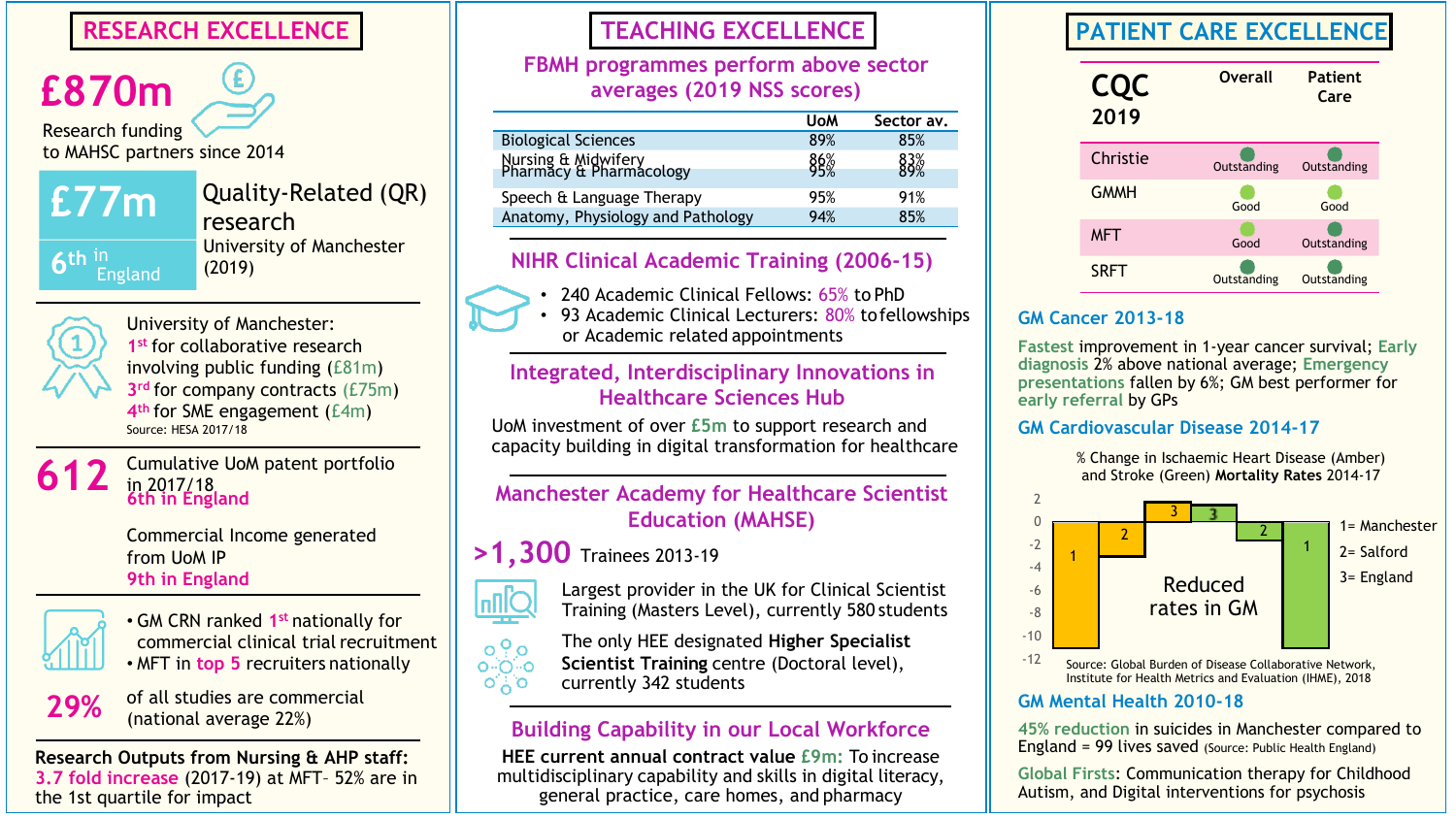## RESEARCH EXCELLENCE

**£870m**

Research funding to MAHSC partners since 2014

**£77m** — 6th in England

Quality-Related (QR) research

University of Manchester (2019)

University of Manchester:

- 1st for collaborative research involving public funding (£81m)
- 3rd for company contracts (£75m)
- 4th for SME engagement (£4m)

Source: HESA 2017/18

**612** Cumulative UoM patent portfolio in 2017/18 — 6th in England

Commercial Income generated from UoM IP — 9th in England

- GM CRN ranked 1st nationally for commercial clinical trial recruitment
- MFT in top 5 recruiters nationally

**29%** of all studies are commercial (national average 22%)

**Research Outputs from Nursing & AHP staff:** 3.7 fold increase (2017-19) at MFT– 52% are in the 1st quartile for impact

## TEACHING EXCELLENCE

### FBMH programmes perform above sector averages (2019 NSS scores)

| | UoM | Sector av. |
|---|---|---|
| Biological Sciences | 89% | 85% |
| Nursing & Midwifery | 86% | 83% |
| Pharmacy & Pharmacology | 95% | 89% |
| Speech & Language Therapy | 95% | 91% |
| Anatomy, Physiology and Pathology | 94% | 85% |

### NIHR Clinical Academic Training (2006-15)

- 240 Academic Clinical Fellows: 65% to PhD
- 93 Academic Clinical Lecturers: 80% to fellowships or Academic related appointments

### Integrated, Interdisciplinary Innovations in Healthcare Sciences Hub

UoM investment of over £5m to support research and capacity building in digital transformation for healthcare

### Manchester Academy for Healthcare Scientist Education (MAHSE)

**>1,300** Trainees 2013-19

Largest provider in the UK for Clinical Scientist Training (Masters Level), currently 580 students

The only HEE designated **Higher Specialist Scientist Training** centre (Doctoral level), currently 342 students

### Building Capability in our Local Workforce

**HEE current annual contract value £9m:** To increase multidisciplinary capability and skills in digital literacy, general practice, care homes, and pharmacy

## PATIENT CARE EXCELLENCE

| CQC 2019 | Overall | Patient Care |
|---|---|---|
| Christie | Outstanding | Outstanding |
| GMMH | Good | Good |
| MFT | Good | Outstanding |
| SRFT | Outstanding | Outstanding |

### GM Cancer 2013-18

**Fastest** improvement in 1-year cancer survival; **Early diagnosis** 2% above national average; **Emergency presentations** fallen by 6%; GM best performer for **early referral** by GPs

### GM Cardiovascular Disease 2014-17

% Change in Ischaemic Heart Disease (Amber) and Stroke (Green) **Mortality Rates** 2014-17

1= Manchester
2= Salford
3= England

Reduced rates in GM

Source: Global Burden of Disease Collaborative Network, Institute for Health Metrics and Evaluation (IHME), 2018

### GM Mental Health 2010-18

**45% reduction** in suicides in Manchester compared to England = 99 lives saved (Source: Public Health England)

**Global Firsts**: Communication therapy for Childhood Autism, and Digital interventions for psychosis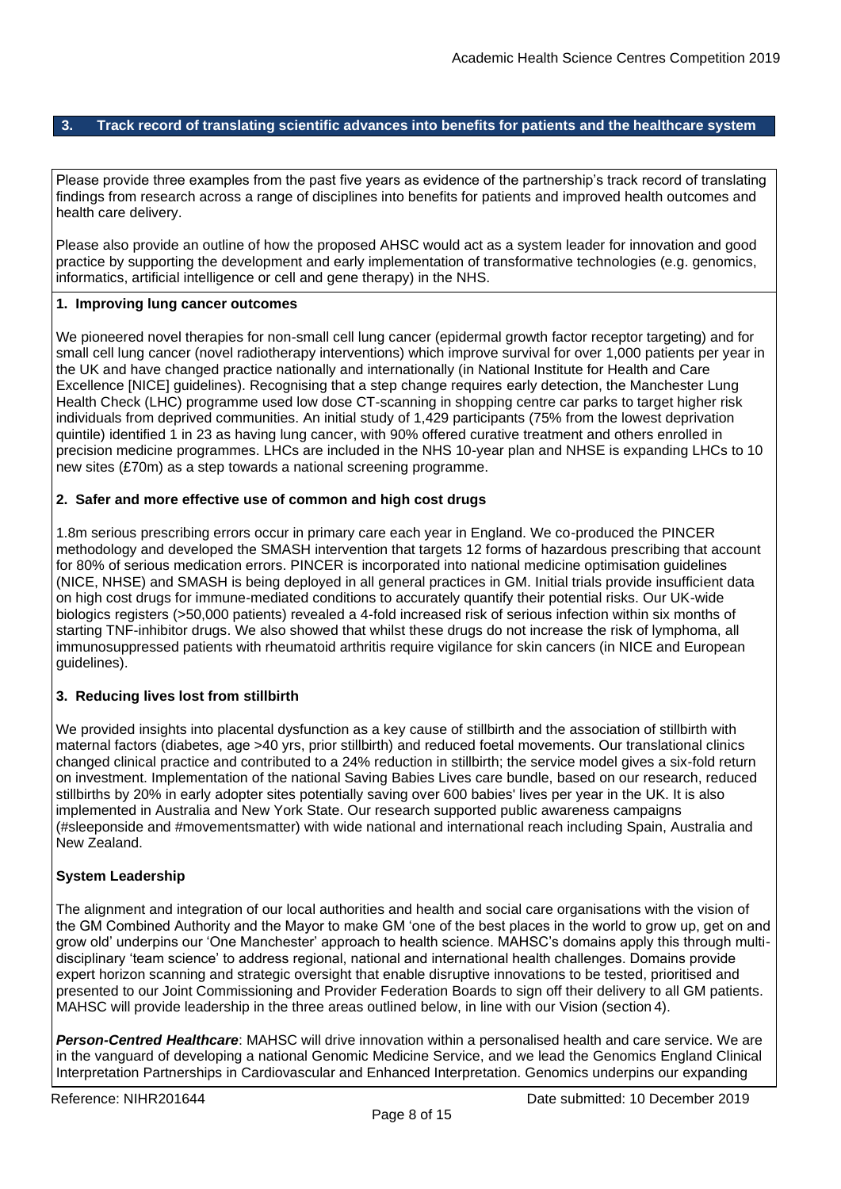## 3. Track record of translating scientific advances into benefits for patients and the healthcare system

Please provide three examples from the past five years as evidence of the partnership's track record of translating findings from research across a range of disciplines into benefits for patients and improved health outcomes and health care delivery.

Please also provide an outline of how the proposed AHSC would act as a system leader for innovation and good practice by supporting the development and early implementation of transformative technologies (e.g. genomics, informatics, artificial intelligence or cell and gene therapy) in the NHS.

**1. Improving lung cancer outcomes**

We pioneered novel therapies for non-small cell lung cancer (epidermal growth factor receptor targeting) and for small cell lung cancer (novel radiotherapy interventions) which improve survival for over 1,000 patients per year in the UK and have changed practice nationally and internationally (in National Institute for Health and Care Excellence [NICE] guidelines). Recognising that a step change requires early detection, the Manchester Lung Health Check (LHC) programme used low dose CT-scanning in shopping centre car parks to target higher risk individuals from deprived communities. An initial study of 1,429 participants (75% from the lowest deprivation quintile) identified 1 in 23 as having lung cancer, with 90% offered curative treatment and others enrolled in precision medicine programmes. LHCs are included in the NHS 10-year plan and NHSE is expanding LHCs to 10 new sites (£70m) as a step towards a national screening programme.

**2. Safer and more effective use of common and high cost drugs**

1.8m serious prescribing errors occur in primary care each year in England. We co-produced the PINCER methodology and developed the SMASH intervention that targets 12 forms of hazardous prescribing that account for 80% of serious medication errors. PINCER is incorporated into national medicine optimisation guidelines (NICE, NHSE) and SMASH is being deployed in all general practices in GM. Initial trials provide insufficient data on high cost drugs for immune-mediated conditions to accurately quantify their potential risks. Our UK-wide biologics registers (>50,000 patients) revealed a 4-fold increased risk of serious infection within six months of starting TNF-inhibitor drugs. We also showed that whilst these drugs do not increase the risk of lymphoma, all immunosuppressed patients with rheumatoid arthritis require vigilance for skin cancers (in NICE and European guidelines).

**3. Reducing lives lost from stillbirth**

We provided insights into placental dysfunction as a key cause of stillbirth and the association of stillbirth with maternal factors (diabetes, age >40 yrs, prior stillbirth) and reduced foetal movements. Our translational clinics changed clinical practice and contributed to a 24% reduction in stillbirth; the service model gives a six-fold return on investment. Implementation of the national Saving Babies Lives care bundle, based on our research, reduced stillbirths by 20% in early adopter sites potentially saving over 600 babies' lives per year in the UK. It is also implemented in Australia and New York State. Our research supported public awareness campaigns (#sleeponside and #movementsmatter) with wide national and international reach including Spain, Australia and New Zealand.

**System Leadership**

The alignment and integration of our local authorities and health and social care organisations with the vision of the GM Combined Authority and the Mayor to make GM 'one of the best places in the world to grow up, get on and grow old' underpins our 'One Manchester' approach to health science. MAHSC's domains apply this through multi-disciplinary 'team science' to address regional, national and international health challenges. Domains provide expert horizon scanning and strategic oversight that enable disruptive innovations to be tested, prioritised and presented to our Joint Commissioning and Provider Federation Boards to sign off their delivery to all GM patients. MAHSC will provide leadership in the three areas outlined below, in line with our Vision (section 4).

***Person-Centred Healthcare***: MAHSC will drive innovation within a personalised health and care service. We are in the vanguard of developing a national Genomic Medicine Service, and we lead the Genomics England Clinical Interpretation Partnerships in Cardiovascular and Enhanced Interpretation. Genomics underpins our expanding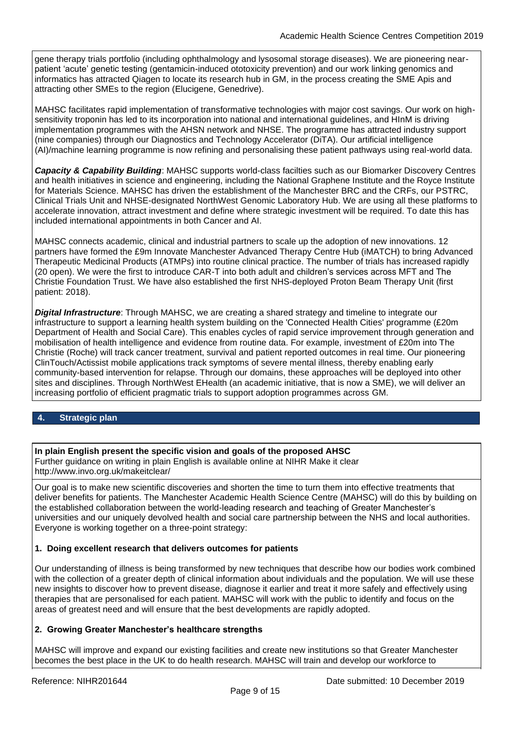gene therapy trials portfolio (including ophthalmology and lysosomal storage diseases). We are pioneering near-patient 'acute' genetic testing (gentamicin-induced ototoxicity prevention) and our work linking genomics and informatics has attracted Qiagen to locate its research hub in GM, in the process creating the SME Apis and attracting other SMEs to the region (Elucigene, Genedrive).

MAHSC facilitates rapid implementation of transformative technologies with major cost savings. Our work on high-sensitivity troponin has led to its incorporation into national and international guidelines, and HInM is driving implementation programmes with the AHSN network and NHSE. The programme has attracted industry support (nine companies) through our Diagnostics and Technology Accelerator (DiTA). Our artificial intelligence (AI)/machine learning programme is now refining and personalising these patient pathways using real-world data.

***Capacity & Capability Building***: MAHSC supports world-class facilties such as our Biomarker Discovery Centres and health initiatives in science and engineering, including the National Graphene Institute and the Royce Institute for Materials Science. MAHSC has driven the establishment of the Manchester BRC and the CRFs, our PSTRC, Clinical Trials Unit and NHSE-designated NorthWest Genomic Laboratory Hub. We are using all these platforms to accelerate innovation, attract investment and define where strategic investment will be required. To date this has included international appointments in both Cancer and AI.

MAHSC connects academic, clinical and industrial partners to scale up the adoption of new innovations. 12 partners have formed the £9m Innovate Manchester Advanced Therapy Centre Hub (iMATCH) to bring Advanced Therapeutic Medicinal Products (ATMPs) into routine clinical practice. The number of trials has increased rapidly (20 open). We were the first to introduce CAR-T into both adult and children's services across MFT and The Christie Foundation Trust. We have also established the first NHS-deployed Proton Beam Therapy Unit (first patient: 2018).

***Digital Infrastructure***: Through MAHSC, we are creating a shared strategy and timeline to integrate our infrastructure to support a learning health system building on the 'Connected Health Cities' programme (£20m Department of Health and Social Care). This enables cycles of rapid service improvement through generation and mobilisation of health intelligence and evidence from routine data. For example, investment of £20m into The Christie (Roche) will track cancer treatment, survival and patient reported outcomes in real time. Our pioneering ClinTouch/Actissist mobile applications track symptoms of severe mental illness, thereby enabling early community-based intervention for relapse. Through our domains, these approaches will be deployed into other sites and disciplines. Through NorthWest EHealth (an academic initiative, that is now a SME), we will deliver an increasing portfolio of efficient pragmatic trials to support adoption programmes across GM.

## 4. Strategic plan

**In plain English present the specific vision and goals of the proposed AHSC**
Further guidance on writing in plain English is available online at NIHR Make it clear
http://www.invo.org.uk/makeitclear/

Our goal is to make new scientific discoveries and shorten the time to turn them into effective treatments that deliver benefits for patients. The Manchester Academic Health Science Centre (MAHSC) will do this by building on the established collaboration between the world-leading research and teaching of Greater Manchester's universities and our uniquely devolved health and social care partnership between the NHS and local authorities. Everyone is working together on a three-point strategy:

**1. Doing excellent research that delivers outcomes for patients**

Our understanding of illness is being transformed by new techniques that describe how our bodies work combined with the collection of a greater depth of clinical information about individuals and the population. We will use these new insights to discover how to prevent disease, diagnose it earlier and treat it more safely and effectively using therapies that are personalised for each patient. MAHSC will work with the public to identify and focus on the areas of greatest need and will ensure that the best developments are rapidly adopted.

**2. Growing Greater Manchester's healthcare strengths**

MAHSC will improve and expand our existing facilities and create new institutions so that Greater Manchester becomes the best place in the UK to do health research. MAHSC will train and develop our workforce to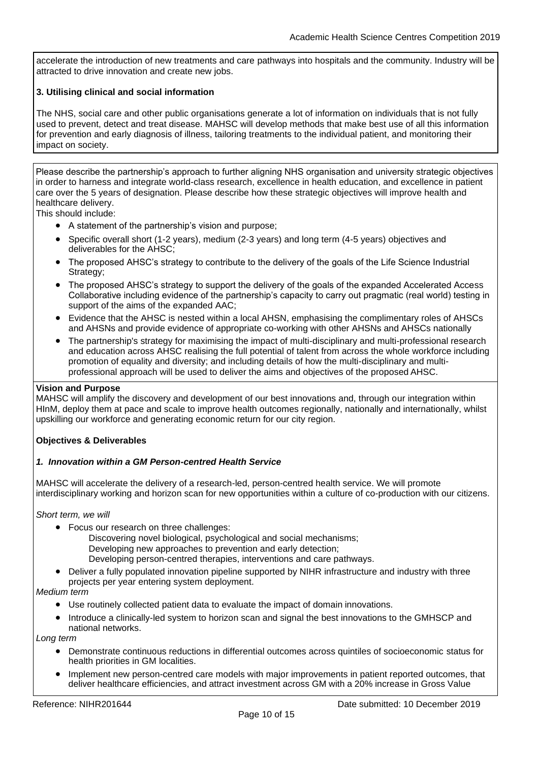accelerate the introduction of new treatments and care pathways into hospitals and the community. Industry will be attracted to drive innovation and create new jobs.

**3. Utilising clinical and social information**

The NHS, social care and other public organisations generate a lot of information on individuals that is not fully used to prevent, detect and treat disease. MAHSC will develop methods that make best use of all this information for prevention and early diagnosis of illness, tailoring treatments to the individual patient, and monitoring their impact on society.

Please describe the partnership's approach to further aligning NHS organisation and university strategic objectives in order to harness and integrate world-class research, excellence in health education, and excellence in patient care over the 5 years of designation. Please describe how these strategic objectives will improve health and healthcare delivery.
This should include:

- A statement of the partnership's vision and purpose;
- Specific overall short (1-2 years), medium (2-3 years) and long term (4-5 years) objectives and deliverables for the AHSC;
- The proposed AHSC's strategy to contribute to the delivery of the goals of the Life Science Industrial Strategy;
- The proposed AHSC's strategy to support the delivery of the goals of the expanded Accelerated Access Collaborative including evidence of the partnership's capacity to carry out pragmatic (real world) testing in support of the aims of the expanded AAC;
- Evidence that the AHSC is nested within a local AHSN, emphasising the complimentary roles of AHSCs and AHSNs and provide evidence of appropriate co-working with other AHSNs and AHSCs nationally
- The partnership's strategy for maximising the impact of multi-disciplinary and multi-professional research and education across AHSC realising the full potential of talent from across the whole workforce including promotion of equality and diversity; and including details of how the multi-disciplinary and multi-professional approach will be used to deliver the aims and objectives of the proposed AHSC.

**Vision and Purpose**
MAHSC will amplify the discovery and development of our best innovations and, through our integration within HInM, deploy them at pace and scale to improve health outcomes regionally, nationally and internationally, whilst upskilling our workforce and generating economic return for our city region.

**Objectives & Deliverables**

***1. Innovation within a GM Person-centred Health Service***

MAHSC will accelerate the delivery of a research-led, person-centred health service. We will promote interdisciplinary working and horizon scan for new opportunities within a culture of co-production with our citizens.

*Short term, we will*

- Focus our research on three challenges:
  - Discovering novel biological, psychological and social mechanisms;
  - Developing new approaches to prevention and early detection;
  - Developing person-centred therapies, interventions and care pathways.
- Deliver a fully populated innovation pipeline supported by NIHR infrastructure and industry with three projects per year entering system deployment.

*Medium term*

- Use routinely collected patient data to evaluate the impact of domain innovations.
- Introduce a clinically-led system to horizon scan and signal the best innovations to the GMHSCP and national networks.

*Long term*

- Demonstrate continuous reductions in differential outcomes across quintiles of socioeconomic status for health priorities in GM localities.
- Implement new person-centred care models with major improvements in patient reported outcomes, that deliver healthcare efficiencies, and attract investment across GM with a 20% increase in Gross Value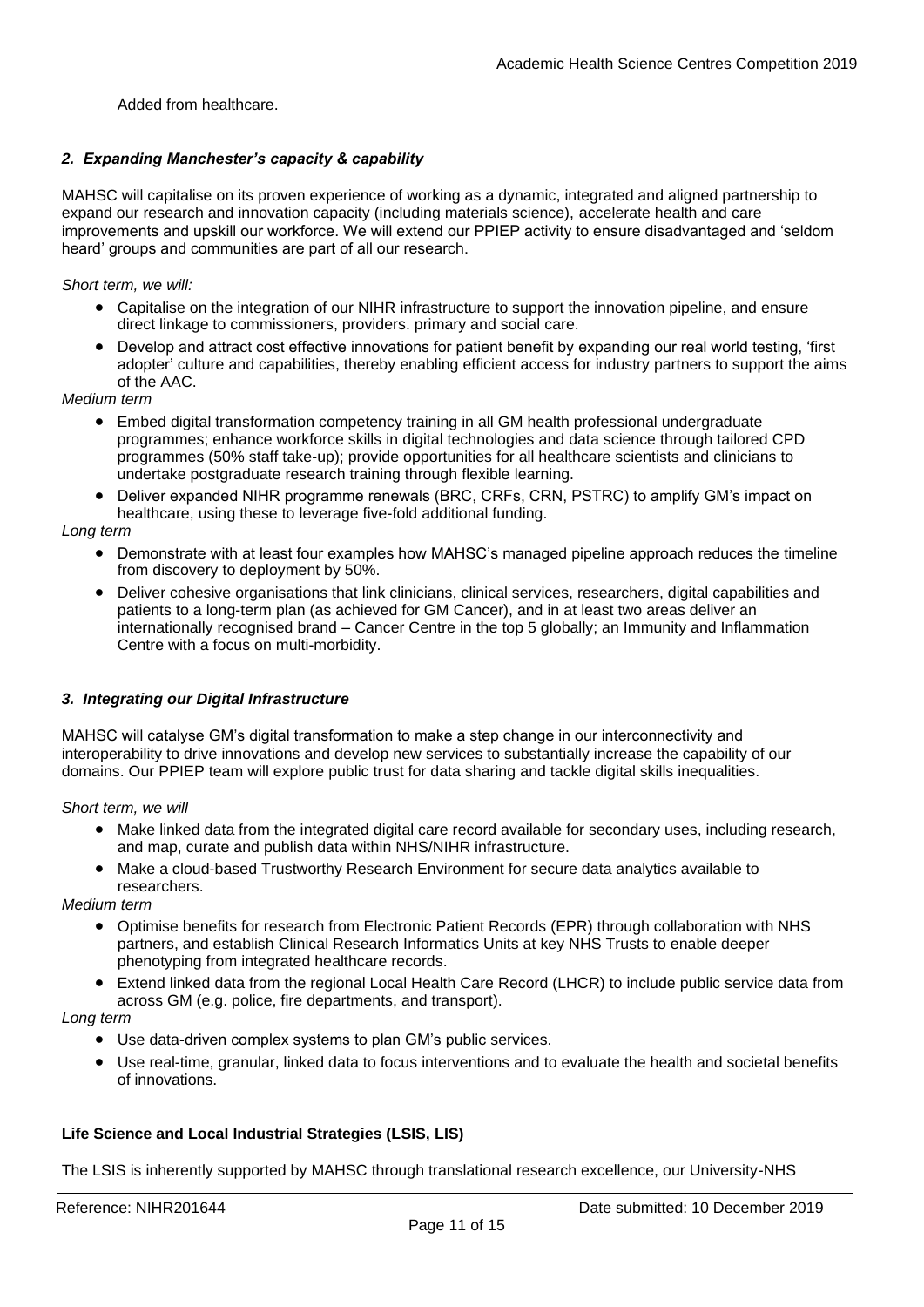Added from healthcare.

### *2. Expanding Manchester's capacity & capability*

MAHSC will capitalise on its proven experience of working as a dynamic, integrated and aligned partnership to expand our research and innovation capacity (including materials science), accelerate health and care improvements and upskill our workforce. We will extend our PPIEP activity to ensure disadvantaged and 'seldom heard' groups and communities are part of all our research.

*Short term, we will:*

- Capitalise on the integration of our NIHR infrastructure to support the innovation pipeline, and ensure direct linkage to commissioners, providers. primary and social care.
- Develop and attract cost effective innovations for patient benefit by expanding our real world testing, 'first adopter' culture and capabilities, thereby enabling efficient access for industry partners to support the aims of the AAC.

*Medium term*

- Embed digital transformation competency training in all GM health professional undergraduate programmes; enhance workforce skills in digital technologies and data science through tailored CPD programmes (50% staff take-up); provide opportunities for all healthcare scientists and clinicians to undertake postgraduate research training through flexible learning.
- Deliver expanded NIHR programme renewals (BRC, CRFs, CRN, PSTRC) to amplify GM's impact on healthcare, using these to leverage five-fold additional funding.

*Long term*

- Demonstrate with at least four examples how MAHSC's managed pipeline approach reduces the timeline from discovery to deployment by 50%.
- Deliver cohesive organisations that link clinicians, clinical services, researchers, digital capabilities and patients to a long-term plan (as achieved for GM Cancer), and in at least two areas deliver an internationally recognised brand – Cancer Centre in the top 5 globally; an Immunity and Inflammation Centre with a focus on multi-morbidity.

### *3. Integrating our Digital Infrastructure*

MAHSC will catalyse GM's digital transformation to make a step change in our interconnectivity and interoperability to drive innovations and develop new services to substantially increase the capability of our domains. Our PPIEP team will explore public trust for data sharing and tackle digital skills inequalities.

*Short term, we will*

- Make linked data from the integrated digital care record available for secondary uses, including research, and map, curate and publish data within NHS/NIHR infrastructure.
- Make a cloud-based Trustworthy Research Environment for secure data analytics available to researchers.

*Medium term*

- Optimise benefits for research from Electronic Patient Records (EPR) through collaboration with NHS partners, and establish Clinical Research Informatics Units at key NHS Trusts to enable deeper phenotyping from integrated healthcare records.
- Extend linked data from the regional Local Health Care Record (LHCR) to include public service data from across GM (e.g. police, fire departments, and transport).

*Long term*

- Use data-driven complex systems to plan GM's public services.
- Use real-time, granular, linked data to focus interventions and to evaluate the health and societal benefits of innovations.

**Life Science and Local Industrial Strategies (LSIS, LIS)**

The LSIS is inherently supported by MAHSC through translational research excellence, our University-NHS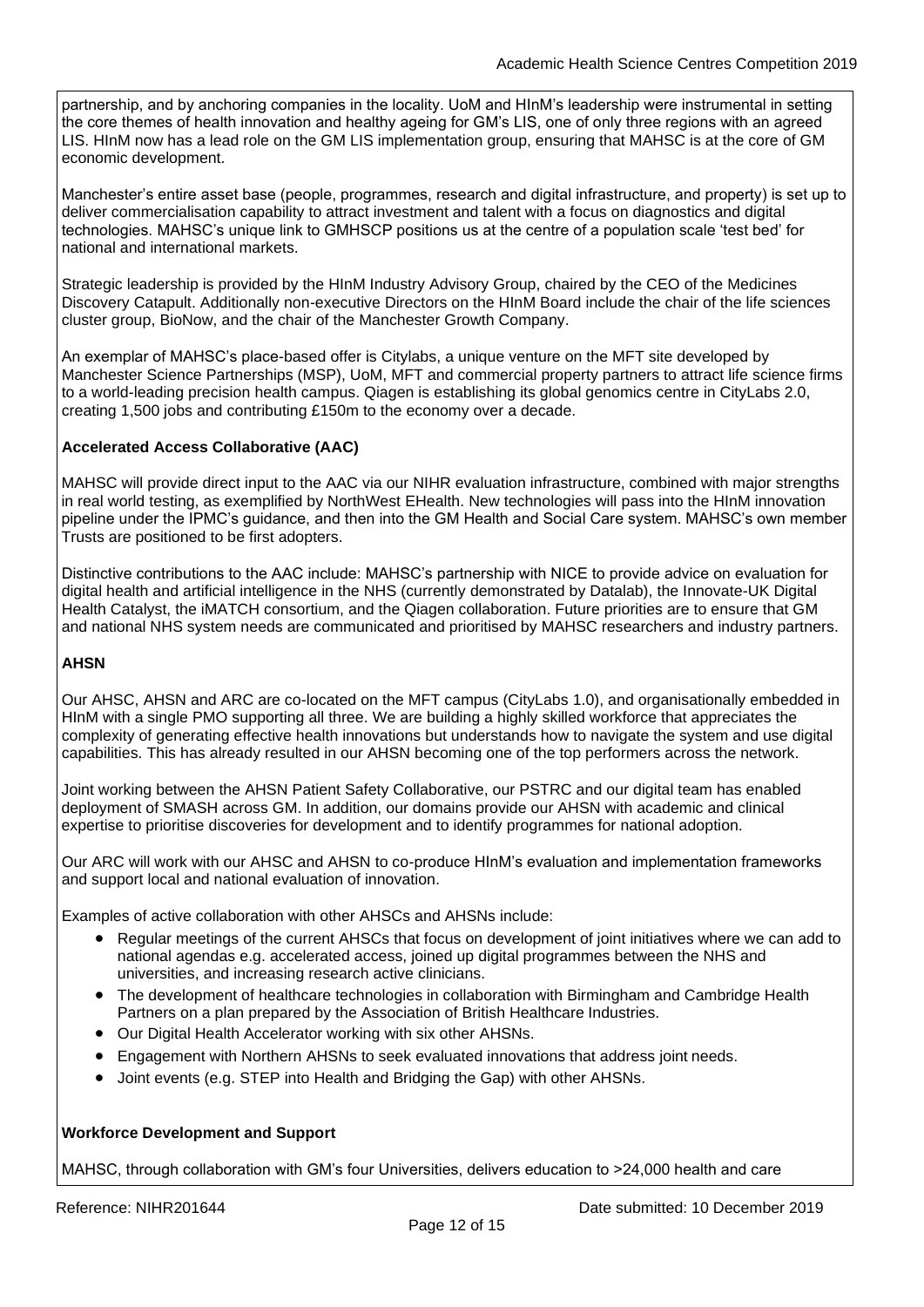partnership, and by anchoring companies in the locality. UoM and HInM's leadership were instrumental in setting the core themes of health innovation and healthy ageing for GM's LIS, one of only three regions with an agreed LIS. HInM now has a lead role on the GM LIS implementation group, ensuring that MAHSC is at the core of GM economic development.

Manchester's entire asset base (people, programmes, research and digital infrastructure, and property) is set up to deliver commercialisation capability to attract investment and talent with a focus on diagnostics and digital technologies. MAHSC's unique link to GMHSCP positions us at the centre of a population scale 'test bed' for national and international markets.

Strategic leadership is provided by the HInM Industry Advisory Group, chaired by the CEO of the Medicines Discovery Catapult. Additionally non-executive Directors on the HInM Board include the chair of the life sciences cluster group, BioNow, and the chair of the Manchester Growth Company.

An exemplar of MAHSC's place-based offer is Citylabs, a unique venture on the MFT site developed by Manchester Science Partnerships (MSP), UoM, MFT and commercial property partners to attract life science firms to a world-leading precision health campus. Qiagen is establishing its global genomics centre in CityLabs 2.0, creating 1,500 jobs and contributing £150m to the economy over a decade.

**Accelerated Access Collaborative (AAC)**

MAHSC will provide direct input to the AAC via our NIHR evaluation infrastructure, combined with major strengths in real world testing, as exemplified by NorthWest EHealth. New technologies will pass into the HInM innovation pipeline under the IPMC's guidance, and then into the GM Health and Social Care system. MAHSC's own member Trusts are positioned to be first adopters.

Distinctive contributions to the AAC include: MAHSC's partnership with NICE to provide advice on evaluation for digital health and artificial intelligence in the NHS (currently demonstrated by Datalab), the Innovate-UK Digital Health Catalyst, the iMATCH consortium, and the Qiagen collaboration. Future priorities are to ensure that GM and national NHS system needs are communicated and prioritised by MAHSC researchers and industry partners.

**AHSN**

Our AHSC, AHSN and ARC are co-located on the MFT campus (CityLabs 1.0), and organisationally embedded in HInM with a single PMO supporting all three. We are building a highly skilled workforce that appreciates the complexity of generating effective health innovations but understands how to navigate the system and use digital capabilities. This has already resulted in our AHSN becoming one of the top performers across the network.

Joint working between the AHSN Patient Safety Collaborative, our PSTRC and our digital team has enabled deployment of SMASH across GM. In addition, our domains provide our AHSN with academic and clinical expertise to prioritise discoveries for development and to identify programmes for national adoption.

Our ARC will work with our AHSC and AHSN to co-produce HInM's evaluation and implementation frameworks and support local and national evaluation of innovation.

Examples of active collaboration with other AHSCs and AHSNs include:

- Regular meetings of the current AHSCs that focus on development of joint initiatives where we can add to national agendas e.g. accelerated access, joined up digital programmes between the NHS and universities, and increasing research active clinicians.
- The development of healthcare technologies in collaboration with Birmingham and Cambridge Health Partners on a plan prepared by the Association of British Healthcare Industries.
- Our Digital Health Accelerator working with six other AHSNs.
- Engagement with Northern AHSNs to seek evaluated innovations that address joint needs.
- Joint events (e.g. STEP into Health and Bridging the Gap) with other AHSNs.

**Workforce Development and Support**

MAHSC, through collaboration with GM's four Universities, delivers education to >24,000 health and care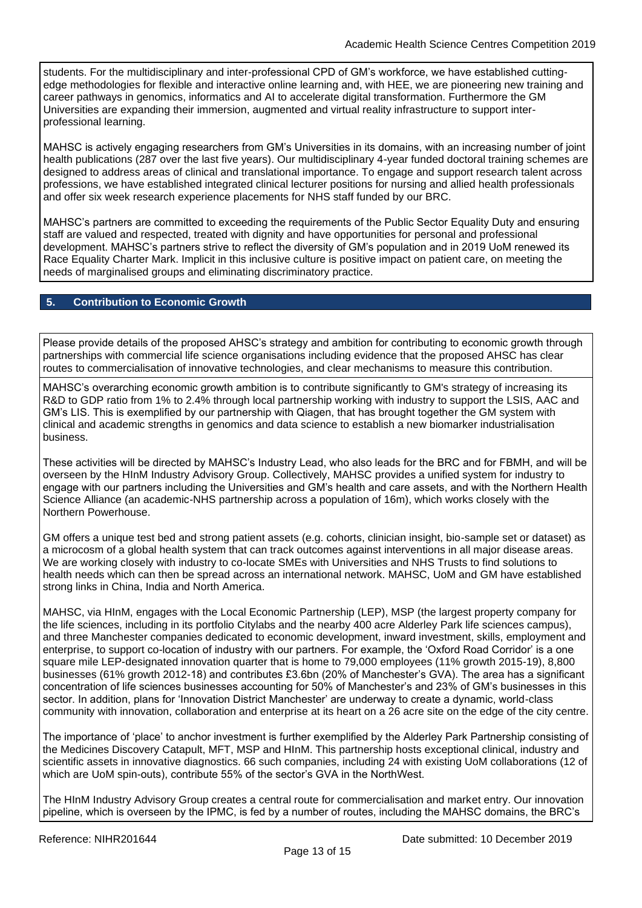students. For the multidisciplinary and inter-professional CPD of GM's workforce, we have established cutting-edge methodologies for flexible and interactive online learning and, with HEE, we are pioneering new training and career pathways in genomics, informatics and AI to accelerate digital transformation. Furthermore the GM Universities are expanding their immersion, augmented and virtual reality infrastructure to support inter-professional learning.

MAHSC is actively engaging researchers from GM's Universities in its domains, with an increasing number of joint health publications (287 over the last five years). Our multidisciplinary 4-year funded doctoral training schemes are designed to address areas of clinical and translational importance. To engage and support research talent across professions, we have established integrated clinical lecturer positions for nursing and allied health professionals and offer six week research experience placements for NHS staff funded by our BRC.

MAHSC's partners are committed to exceeding the requirements of the Public Sector Equality Duty and ensuring staff are valued and respected, treated with dignity and have opportunities for personal and professional development. MAHSC's partners strive to reflect the diversity of GM's population and in 2019 UoM renewed its Race Equality Charter Mark. Implicit in this inclusive culture is positive impact on patient care, on meeting the needs of marginalised groups and eliminating discriminatory practice.

## 5. Contribution to Economic Growth

Please provide details of the proposed AHSC's strategy and ambition for contributing to economic growth through partnerships with commercial life science organisations including evidence that the proposed AHSC has clear routes to commercialisation of innovative technologies, and clear mechanisms to measure this contribution.

MAHSC's overarching economic growth ambition is to contribute significantly to GM's strategy of increasing its R&D to GDP ratio from 1% to 2.4% through local partnership working with industry to support the LSIS, AAC and GM's LIS. This is exemplified by our partnership with Qiagen, that has brought together the GM system with clinical and academic strengths in genomics and data science to establish a new biomarker industrialisation business.

These activities will be directed by MAHSC's Industry Lead, who also leads for the BRC and for FBMH, and will be overseen by the HInM Industry Advisory Group. Collectively, MAHSC provides a unified system for industry to engage with our partners including the Universities and GM's health and care assets, and with the Northern Health Science Alliance (an academic-NHS partnership across a population of 16m), which works closely with the Northern Powerhouse.

GM offers a unique test bed and strong patient assets (e.g. cohorts, clinician insight, bio-sample set or dataset) as a microcosm of a global health system that can track outcomes against interventions in all major disease areas. We are working closely with industry to co-locate SMEs with Universities and NHS Trusts to find solutions to health needs which can then be spread across an international network. MAHSC, UoM and GM have established strong links in China, India and North America.

MAHSC, via HInM, engages with the Local Economic Partnership (LEP), MSP (the largest property company for the life sciences, including in its portfolio Citylabs and the nearby 400 acre Alderley Park life sciences campus), and three Manchester companies dedicated to economic development, inward investment, skills, employment and enterprise, to support co-location of industry with our partners. For example, the 'Oxford Road Corridor' is a one square mile LEP-designated innovation quarter that is home to 79,000 employees (11% growth 2015-19), 8,800 businesses (61% growth 2012-18) and contributes £3.6bn (20% of Manchester's GVA). The area has a significant concentration of life sciences businesses accounting for 50% of Manchester's and 23% of GM's businesses in this sector. In addition, plans for 'Innovation District Manchester' are underway to create a dynamic, world-class community with innovation, collaboration and enterprise at its heart on a 26 acre site on the edge of the city centre.

The importance of 'place' to anchor investment is further exemplified by the Alderley Park Partnership consisting of the Medicines Discovery Catapult, MFT, MSP and HInM. This partnership hosts exceptional clinical, industry and scientific assets in innovative diagnostics. 66 such companies, including 24 with existing UoM collaborations (12 of which are UoM spin-outs), contribute 55% of the sector's GVA in the NorthWest.

The HInM Industry Advisory Group creates a central route for commercialisation and market entry. Our innovation pipeline, which is overseen by the IPMC, is fed by a number of routes, including the MAHSC domains, the BRC's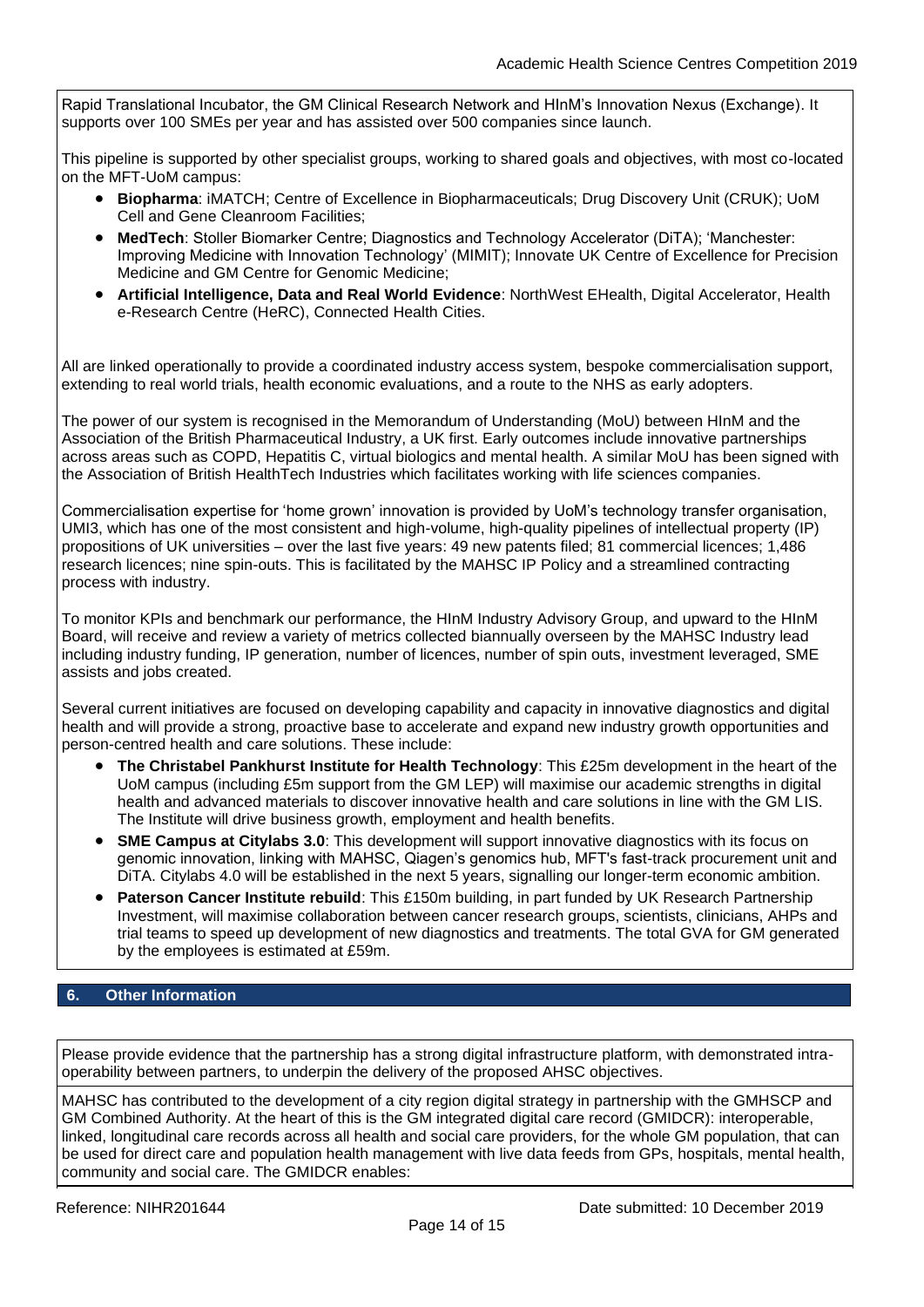Rapid Translational Incubator, the GM Clinical Research Network and HInM's Innovation Nexus (Exchange). It supports over 100 SMEs per year and has assisted over 500 companies since launch.

This pipeline is supported by other specialist groups, working to shared goals and objectives, with most co-located on the MFT-UoM campus:

- **Biopharma**: iMATCH; Centre of Excellence in Biopharmaceuticals; Drug Discovery Unit (CRUK); UoM Cell and Gene Cleanroom Facilities;
- **MedTech**: Stoller Biomarker Centre; Diagnostics and Technology Accelerator (DiTA); 'Manchester: Improving Medicine with Innovation Technology' (MIMIT); Innovate UK Centre of Excellence for Precision Medicine and GM Centre for Genomic Medicine;
- **Artificial Intelligence, Data and Real World Evidence**: NorthWest EHealth, Digital Accelerator, Health e-Research Centre (HeRC), Connected Health Cities.

All are linked operationally to provide a coordinated industry access system, bespoke commercialisation support, extending to real world trials, health economic evaluations, and a route to the NHS as early adopters.

The power of our system is recognised in the Memorandum of Understanding (MoU) between HInM and the Association of the British Pharmaceutical Industry, a UK first. Early outcomes include innovative partnerships across areas such as COPD, Hepatitis C, virtual biologics and mental health. A similar MoU has been signed with the Association of British HealthTech Industries which facilitates working with life sciences companies.

Commercialisation expertise for 'home grown' innovation is provided by UoM's technology transfer organisation, UMI3, which has one of the most consistent and high-volume, high-quality pipelines of intellectual property (IP) propositions of UK universities – over the last five years: 49 new patents filed; 81 commercial licences; 1,486 research licences; nine spin-outs. This is facilitated by the MAHSC IP Policy and a streamlined contracting process with industry.

To monitor KPIs and benchmark our performance, the HInM Industry Advisory Group, and upward to the HInM Board, will receive and review a variety of metrics collected biannually overseen by the MAHSC Industry lead including industry funding, IP generation, number of licences, number of spin outs, investment leveraged, SME assists and jobs created.

Several current initiatives are focused on developing capability and capacity in innovative diagnostics and digital health and will provide a strong, proactive base to accelerate and expand new industry growth opportunities and person-centred health and care solutions. These include:

- **The Christabel Pankhurst Institute for Health Technology**: This £25m development in the heart of the UoM campus (including £5m support from the GM LEP) will maximise our academic strengths in digital health and advanced materials to discover innovative health and care solutions in line with the GM LIS. The Institute will drive business growth, employment and health benefits.
- **SME Campus at Citylabs 3.0**: This development will support innovative diagnostics with its focus on genomic innovation, linking with MAHSC, Qiagen's genomics hub, MFT's fast-track procurement unit and DiTA. Citylabs 4.0 will be established in the next 5 years, signalling our longer-term economic ambition.
- **Paterson Cancer Institute rebuild**: This £150m building, in part funded by UK Research Partnership Investment, will maximise collaboration between cancer research groups, scientists, clinicians, AHPs and trial teams to speed up development of new diagnostics and treatments. The total GVA for GM generated by the employees is estimated at £59m.

## 6. Other Information

Please provide evidence that the partnership has a strong digital infrastructure platform, with demonstrated intra-operability between partners, to underpin the delivery of the proposed AHSC objectives.

MAHSC has contributed to the development of a city region digital strategy in partnership with the GMHSCP and GM Combined Authority. At the heart of this is the GM integrated digital care record (GMIDCR): interoperable, linked, longitudinal care records across all health and social care providers, for the whole GM population, that can be used for direct care and population health management with live data feeds from GPs, hospitals, mental health, community and social care. The GMIDCR enables: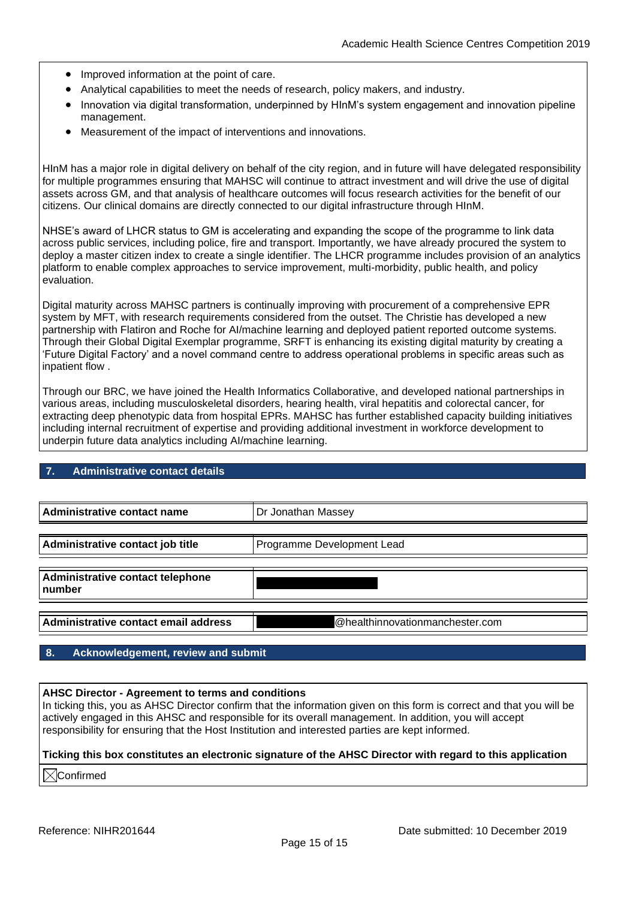- Improved information at the point of care.
- Analytical capabilities to meet the needs of research, policy makers, and industry.
- Innovation via digital transformation, underpinned by HInM's system engagement and innovation pipeline management.
- Measurement of the impact of interventions and innovations.

HInM has a major role in digital delivery on behalf of the city region, and in future will have delegated responsibility for multiple programmes ensuring that MAHSC will continue to attract investment and will drive the use of digital assets across GM, and that analysis of healthcare outcomes will focus research activities for the benefit of our citizens. Our clinical domains are directly connected to our digital infrastructure through HInM.

NHSE's award of LHCR status to GM is accelerating and expanding the scope of the programme to link data across public services, including police, fire and transport. Importantly, we have already procured the system to deploy a master citizen index to create a single identifier. The LHCR programme includes provision of an analytics platform to enable complex approaches to service improvement, multi-morbidity, public health, and policy evaluation.

Digital maturity across MAHSC partners is continually improving with procurement of a comprehensive EPR system by MFT, with research requirements considered from the outset. The Christie has developed a new partnership with Flatiron and Roche for AI/machine learning and deployed patient reported outcome systems. Through their Global Digital Exemplar programme, SRFT is enhancing its existing digital maturity by creating a 'Future Digital Factory' and a novel command centre to address operational problems in specific areas such as inpatient flow .

Through our BRC, we have joined the Health Informatics Collaborative, and developed national partnerships in various areas, including musculoskeletal disorders, hearing health, viral hepatitis and colorectal cancer, for extracting deep phenotypic data from hospital EPRs. MAHSC has further established capacity building initiatives including internal recruitment of expertise and providing additional investment in workforce development to underpin future data analytics including AI/machine learning.

## 7. Administrative contact details

| | |
|---|---|
| **Administrative contact name** | Dr Jonathan Massey |
| **Administrative contact job title** | Programme Development Lead |
| **Administrative contact telephone number** | [redacted] |
| **Administrative contact email address** | [redacted]@healthinnovationmanchester.com |

## 8. Acknowledgement, review and submit

**AHSC Director - Agreement to terms and conditions**
In ticking this, you as AHSC Director confirm that the information given on this form is correct and that you will be actively engaged in this AHSC and responsible for its overall management. In addition, you will accept responsibility for ensuring that the Host Institution and interested parties are kept informed.

**Ticking this box constitutes an electronic signature of the AHSC Director with regard to this application**

☒ Confirmed

Reference: NIHR201644

Date submitted: 10 December 2019